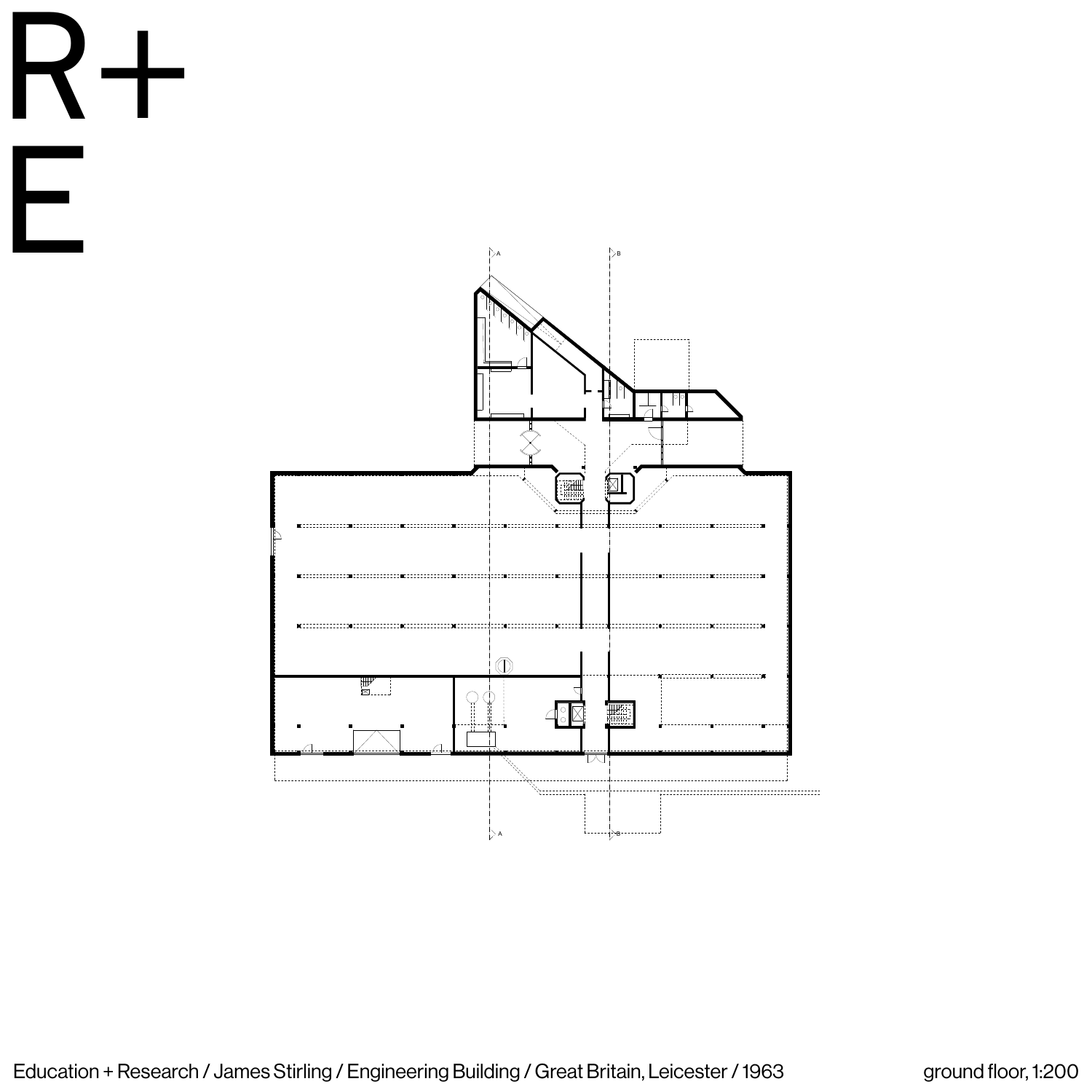# R+
# E

Education + Research / James Stirling / Engineering Building / Great Britain, Leicester / 1963

ground floor, 1:200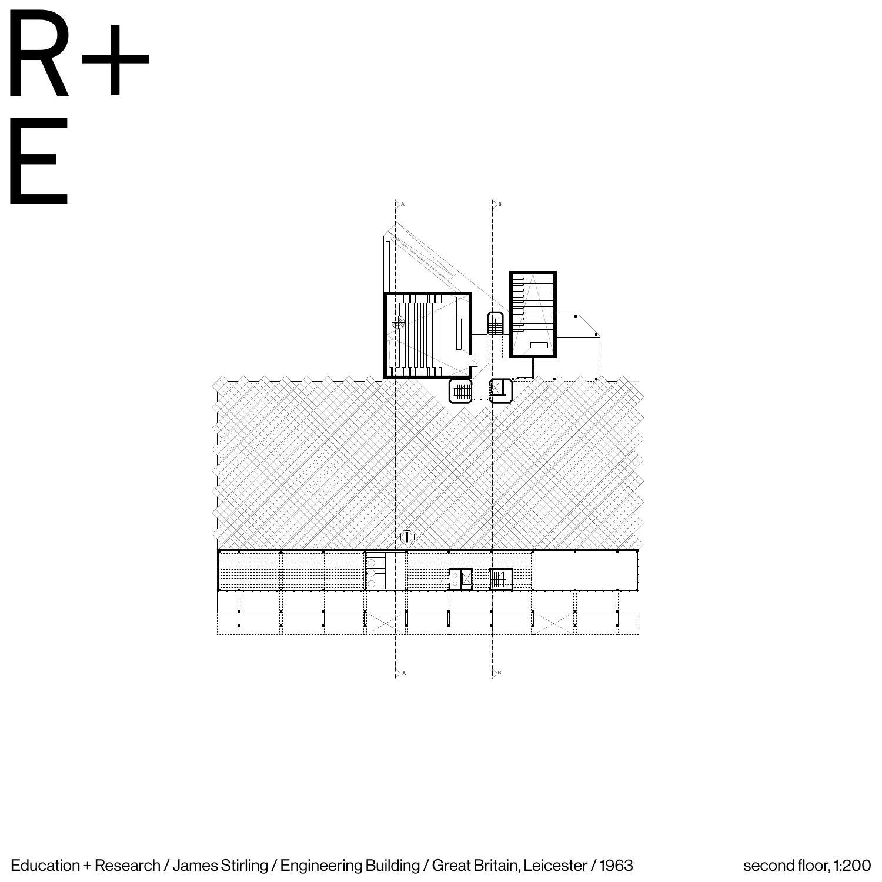R+
E

Education + Research / James Stirling / Engineering Building / Great Britain, Leicester / 1963

second floor, 1:200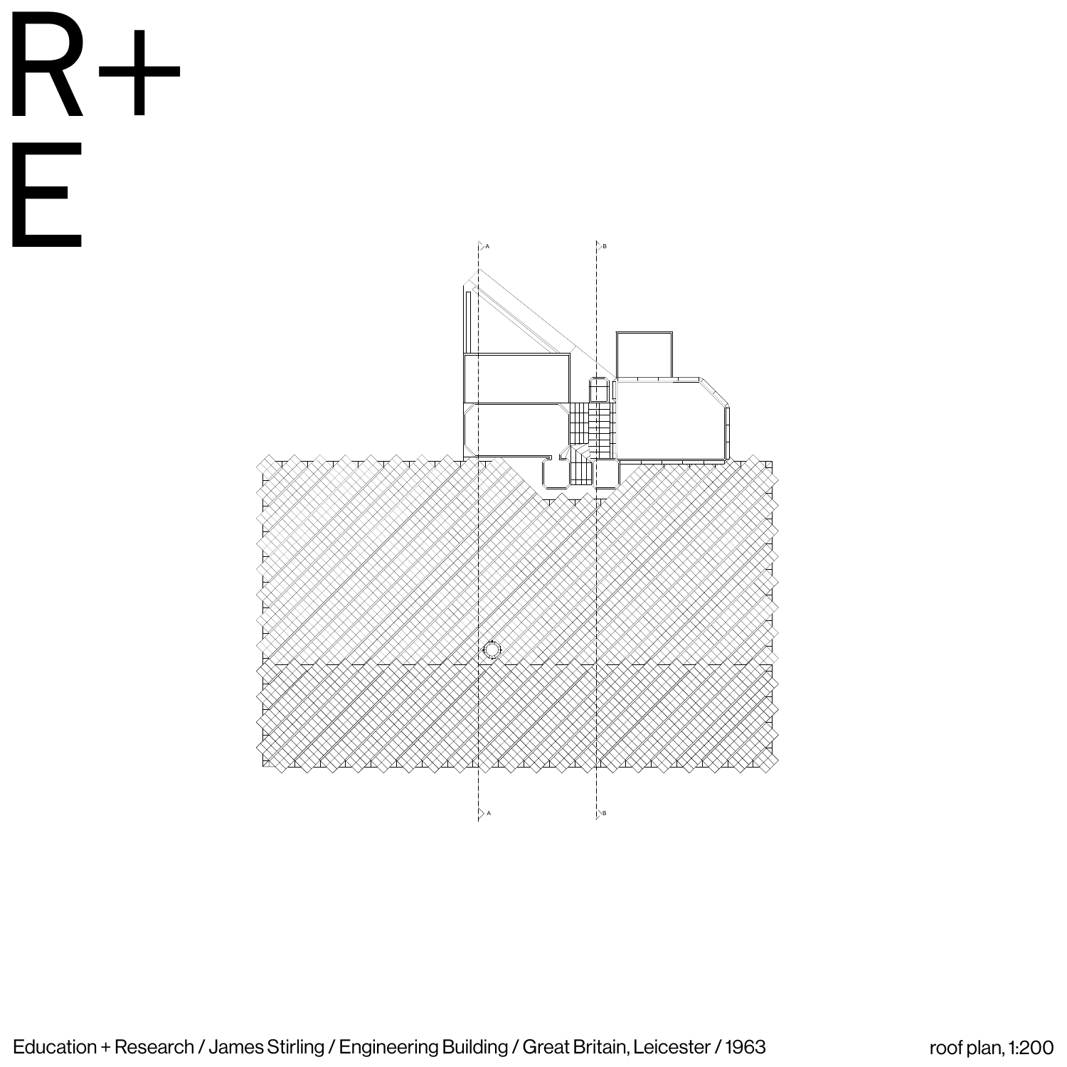R+
E

Education + Research / James Stirling / Engineering Building / Great Britain, Leicester / 1963

roof plan, 1:200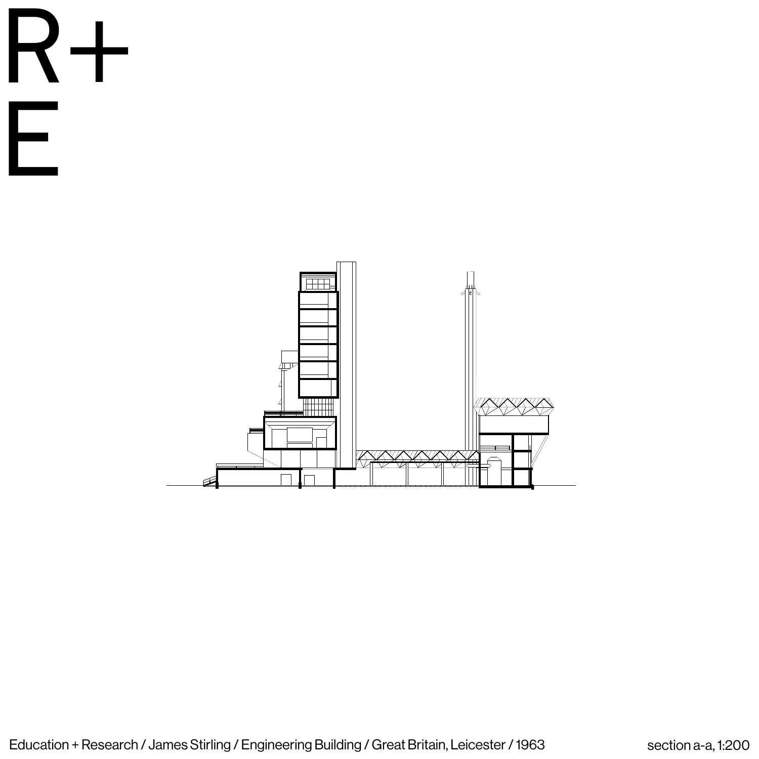R+
E

Education + Research / James Stirling / Engineering Building / Great Britain, Leicester / 1963

section a-a, 1:200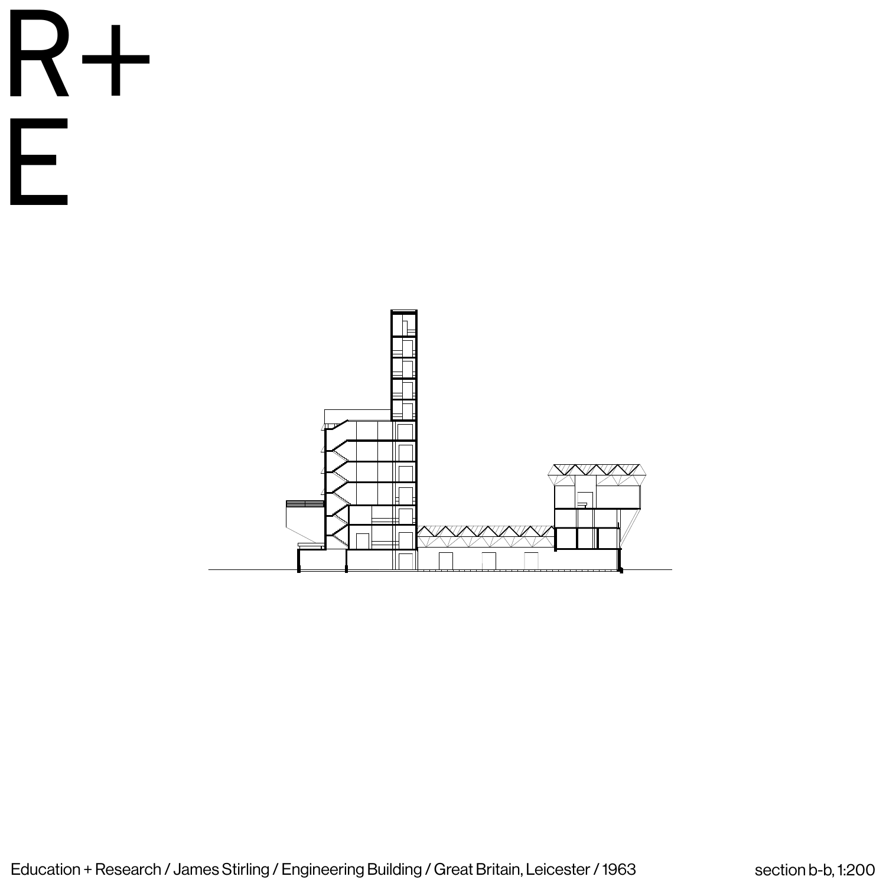R+
E

Education + Research / James Stirling / Engineering Building / Great Britain, Leicester / 1963

section b-b, 1:200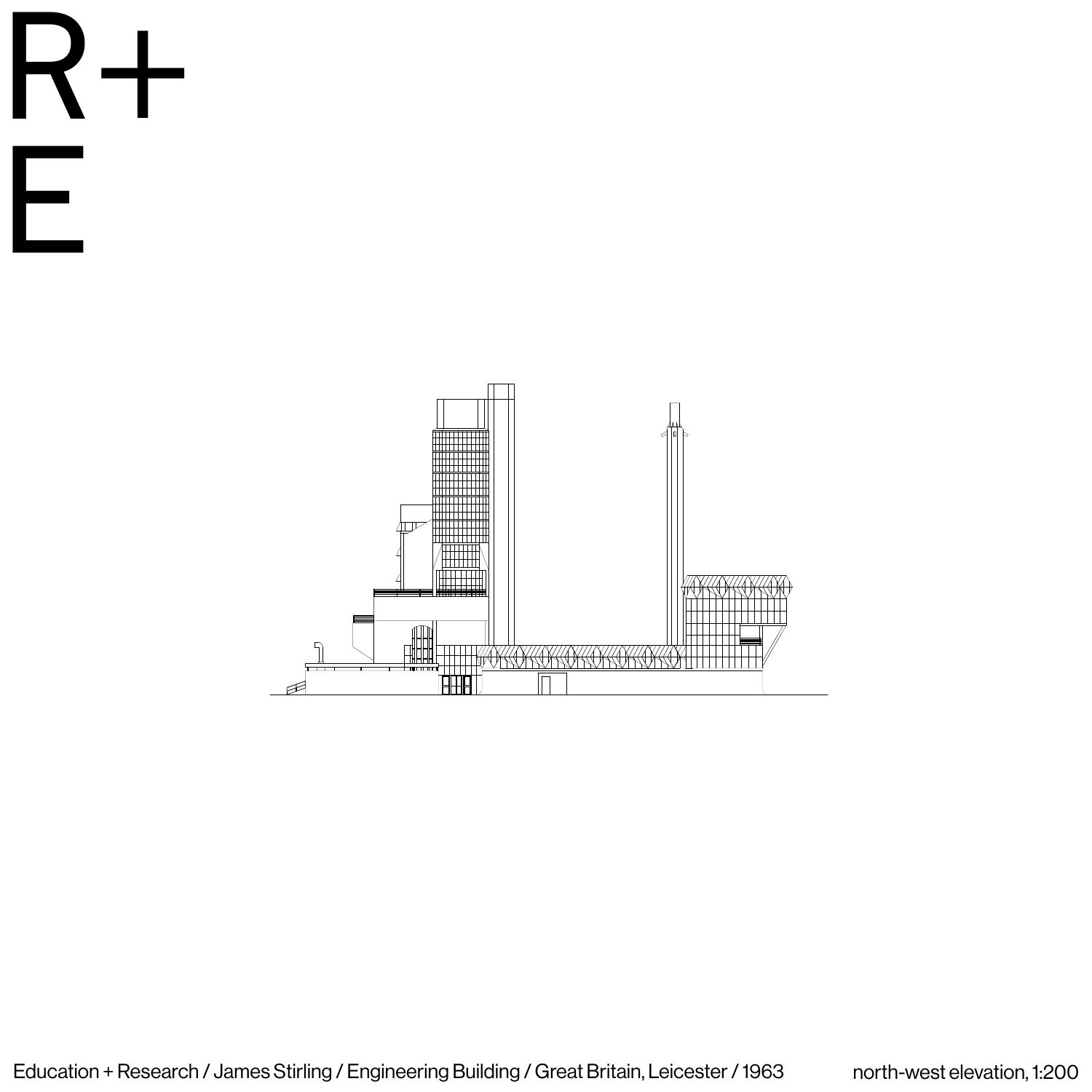# R+
# E

Education + Research / James Stirling / Engineering Building / Great Britain, Leicester / 1963

north-west elevation, 1:200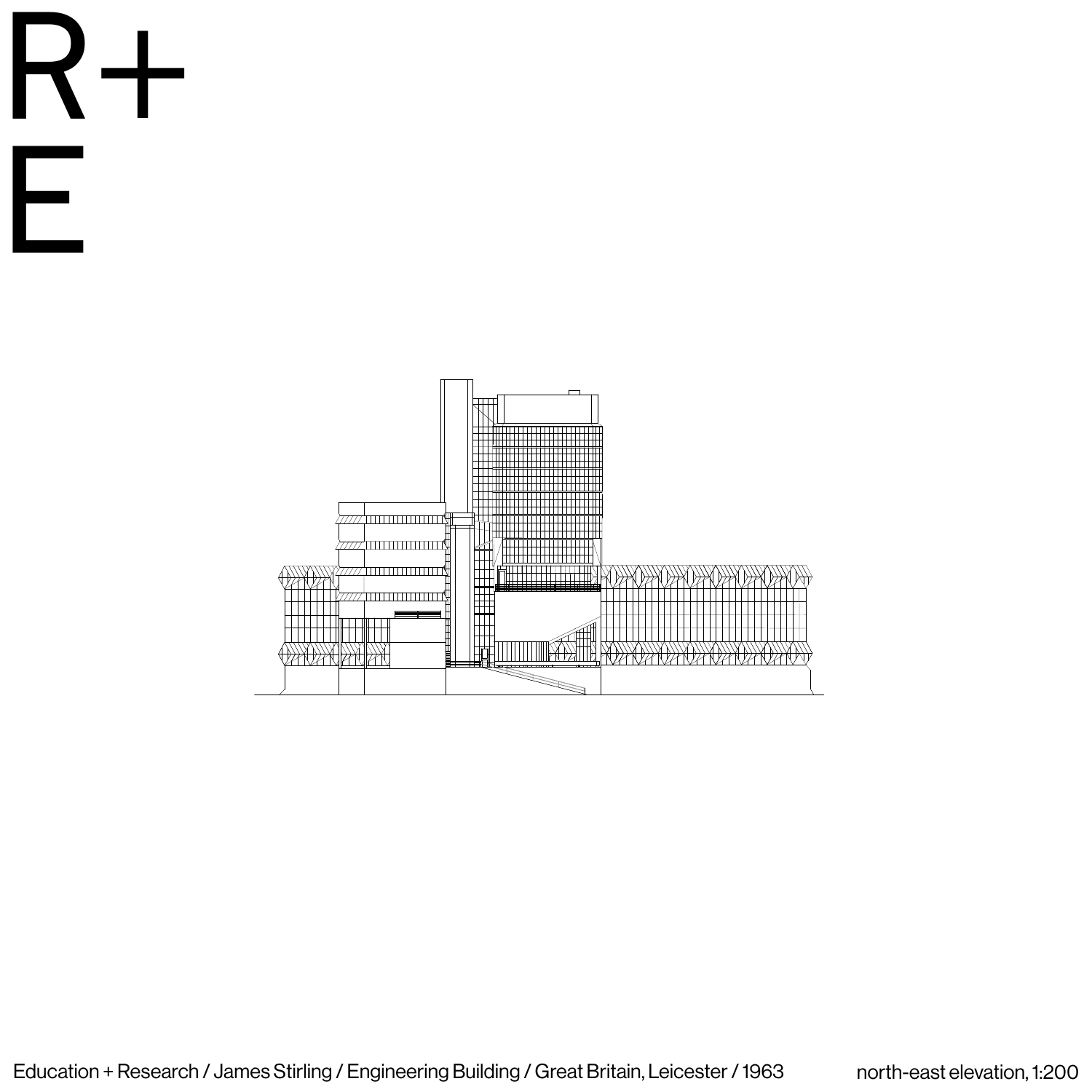R+
E

Education + Research / James Stirling / Engineering Building / Great Britain, Leicester / 1963

north-east elevation, 1:200